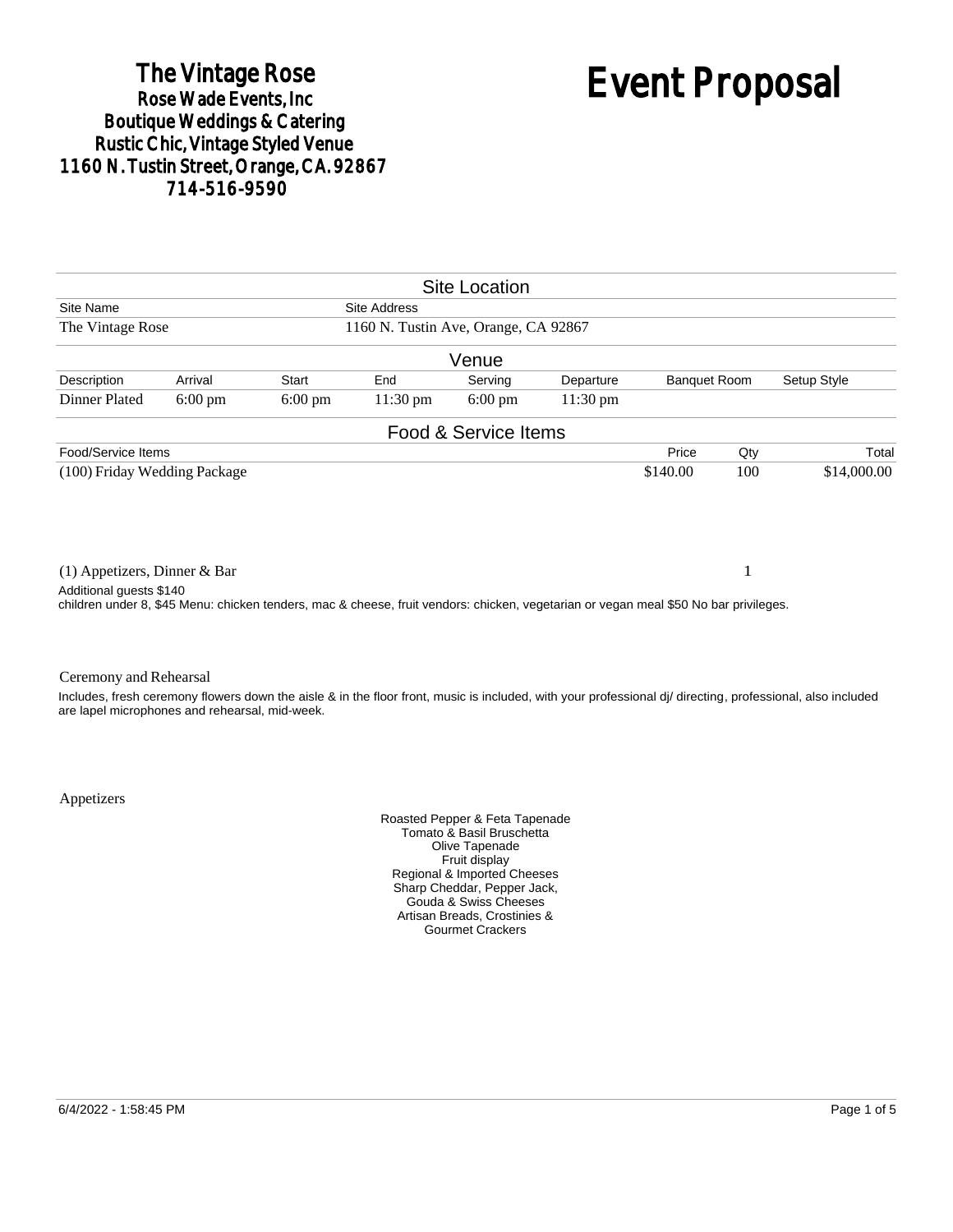**The Vintage Rose**
**Rose Wade Events, Inc**
**Boutique Weddings & Catering**
**Rustic Chic, Vintage Styled Venue**
**1160 N. Tustin Street, Orange, CA. 92867**
**714-516-9590**

# Event Proposal

## Site Location

| Site Name | Site Address |
|---|---|
| The Vintage Rose | 1160 N. Tustin Ave, Orange, CA 92867 |

## Venue

| Description | Arrival | Start | End | Serving | Departure | Banquet Room | Setup Style |
|---|---|---|---|---|---|---|---|
| Dinner Plated | 6:00 pm | 6:00 pm | 11:30 pm | 6:00 pm | 11:30 pm | | |

## Food & Service Items

| Food/Service Items | Price | Qty | Total |
|---|---|---|---|
| (100) Friday Wedding Package | $140.00 | 100 | $14,000.00 |
| (1) Appetizers, Dinner & Bar | | 1 | |

Additional guests $140
children under 8, $45 Menu: chicken tenders, mac & cheese, fruit vendors: chicken, vegetarian or vegan meal $50 No bar privileges.

Ceremony and Rehearsal

Includes, fresh ceremony flowers down the aisle & in the floor front, music is included, with your professional dj/ directing, professional, also included are lapel microphones and rehearsal, mid-week.

Appetizers

Roasted Pepper & Feta Tapenade
Tomato & Basil Bruschetta
Olive Tapenade
Fruit display
Regional & Imported Cheeses
Sharp Cheddar, Pepper Jack,
Gouda & Swiss Cheeses
Artisan Breads, Crostinies &
Gourmet Crackers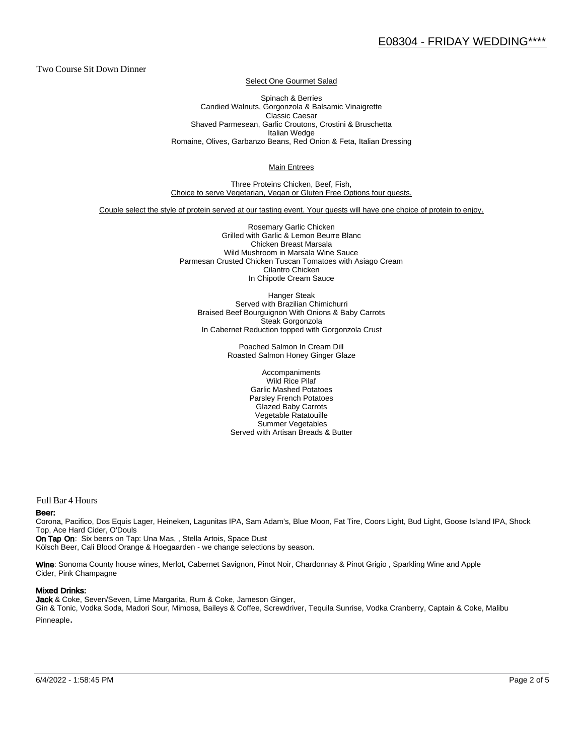Two Course Sit Down Dinner

Select One Gourmet Salad

Spinach & Berries
Candied Walnuts, Gorgonzola & Balsamic Vinaigrette
Classic Caesar
Shaved Parmesean, Garlic Croutons, Crostini & Bruschetta
Italian Wedge
Romaine, Olives, Garbanzo Beans, Red Onion & Feta, Italian Dressing

Main Entrees

Three Proteins Chicken, Beef, Fish,
Choice to serve Vegetarian, Vegan or Gluten Free Options four guests.

Couple select the style of protein served at our tasting event. Your guests will have one choice of protein to enjoy.

Rosemary Garlic Chicken
Grilled with Garlic & Lemon Beurre Blanc
Chicken Breast Marsala
Wild Mushroom in Marsala Wine Sauce
Parmesan Crusted Chicken Tuscan Tomatoes with Asiago Cream
Cilantro Chicken
In Chipotle Cream Sauce

Hanger Steak
Served with Brazilian Chimichurri
Braised Beef Bourguignon With Onions & Baby Carrots
Steak Gorgonzola
In Cabernet Reduction topped with Gorgonzola Crust

Poached Salmon In Cream Dill
Roasted Salmon Honey Ginger Glaze

Accompaniments
Wild Rice Pilaf
Garlic Mashed Potatoes
Parsley French Potatoes
Glazed Baby Carrots
Vegetable Ratatouille
Summer Vegetables
Served with Artisan Breads & Butter

Full Bar 4 Hours

**Beer:**
Corona, Pacifico, Dos Equis Lager, Heineken, Lagunitas IPA, Sam Adam's, Blue Moon, Fat Tire, Coors Light, Bud Light, Goose Island IPA, Shock Top, Ace Hard Cider, O'Douls
**On Tap On**: Six beers on Tap: Una Mas, , Stella Artois, Space Dust
Kölsch Beer, Cali Blood Orange & Hoegaarden - we change selections by season.

**Wine**: Sonoma County house wines, Merlot, Cabernet Savignon, Pinot Noir, Chardonnay & Pinot Grigio , Sparkling Wine and Apple Cider, Pink Champagne

**Mixed Drinks:**
**Jack** & Coke, Seven/Seven, Lime Margarita, Rum & Coke, Jameson Ginger,
Gin & Tonic, Vodka Soda, Madori Sour, Mimosa, Baileys & Coffee, Screwdriver, Tequila Sunrise, Vodka Cranberry, Captain & Coke, Malibu Pinneaple.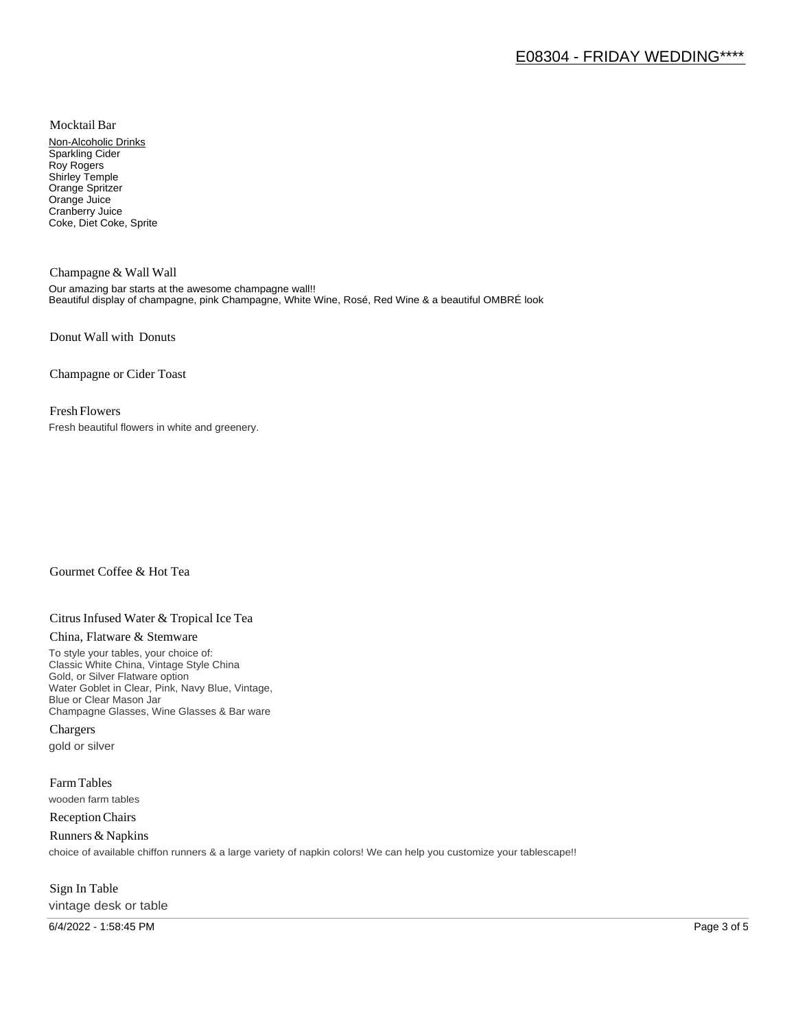# E08304 - FRIDAY WEDDING****

## Mocktail Bar

Non-Alcoholic Drinks
Sparkling Cider
Roy Rogers
Shirley Temple
Orange Spritzer
Orange Juice
Cranberry Juice
Coke, Diet Coke, Sprite

## Champagne & Wall Wall

Our amazing bar starts at the awesome champagne wall!!
Beautiful display of champagne, pink Champagne, White Wine, Rosé, Red Wine & a beautiful OMBRÉ look

## Donut Wall with Donuts

## Champagne or Cider Toast

## Fresh Flowers

Fresh beautiful flowers in white and greenery.

## Gourmet Coffee & Hot Tea

## Citrus Infused Water & Tropical Ice Tea

## China, Flatware & Stemware

To style your tables, your choice of:
Classic White China, Vintage Style China
Gold, or Silver Flatware option
Water Goblet in Clear, Pink, Navy Blue, Vintage,
Blue or Clear Mason Jar
Champagne Glasses, Wine Glasses & Bar ware

## Chargers

gold or silver

## Farm Tables

wooden farm tables

## Reception Chairs

## Runners & Napkins

choice of available chiffon runners & a large variety of napkin colors! We can help you customize your tablescape!!

## Sign In Table

vintage desk or table

6/4/2022 - 1:58:45 PM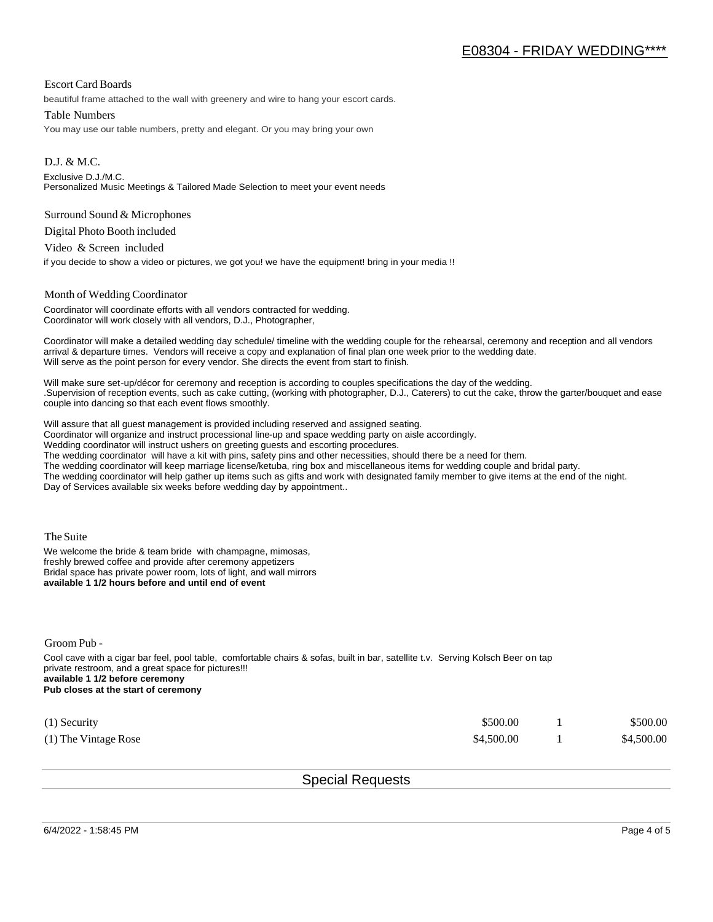## E08304 - FRIDAY WEDDING****

### Escort Card Boards

beautiful frame attached to the wall with greenery and wire to hang your escort cards.

### Table Numbers

You may use our table numbers, pretty and elegant. Or you may bring your own

### D.J. & M.C.

Exclusive D.J./M.C.
Personalized Music Meetings & Tailored Made Selection to meet your event needs

### Surround Sound & Microphones

### Digital Photo Booth included

### Video & Screen included

if you decide to show a video or pictures, we got you! we have the equipment! bring in your media !!

### Month of Wedding Coordinator

Coordinator will coordinate efforts with all vendors contracted for wedding.
Coordinator will work closely with all vendors, D.J., Photographer,

Coordinator will make a detailed wedding day schedule/ timeline with the wedding couple for the rehearsal, ceremony and reception and all vendors arrival & departure times. Vendors will receive a copy and explanation of final plan one week prior to the wedding date.
Will serve as the point person for every vendor. She directs the event from start to finish.

Will make sure set-up/décor for ceremony and reception is according to couples specifications the day of the wedding.
.Supervision of reception events, such as cake cutting, (working with photographer, D.J., Caterers) to cut the cake, throw the garter/bouquet and ease couple into dancing so that each event flows smoothly.

Will assure that all guest management is provided including reserved and assigned seating.
Coordinator will organize and instruct processional line-up and space wedding party on aisle accordingly.
Wedding coordinator will instruct ushers on greeting guests and escorting procedures.
The wedding coordinator will have a kit with pins, safety pins and other necessities, should there be a need for them.
The wedding coordinator will keep marriage license/ketuba, ring box and miscellaneous items for wedding couple and bridal party.
The wedding coordinator will help gather up items such as gifts and work with designated family member to give items at the end of the night.
Day of Services available six weeks before wedding day by appointment..

### The Suite

We welcome the bride & team bride with champagne, mimosas,
freshly brewed coffee and provide after ceremony appetizers
Bridal space has private power room, lots of light, and wall mirrors
**available 1 1/2 hours before and until end of event**

### Groom Pub -

Cool cave with a cigar bar feel, pool table, comfortable chairs & sofas, built in bar, satellite t.v. Serving Kolsch Beer on tap
private restroom, and a great space for pictures!!!
**available 1 1/2 before ceremony**
**Pub closes at the start of ceremony**

| | | | |
|---|---|---|---|
| (1) Security | $500.00 | 1 | $500.00 |
| (1) The Vintage Rose | $4,500.00 | 1 | $4,500.00 |

## Special Requests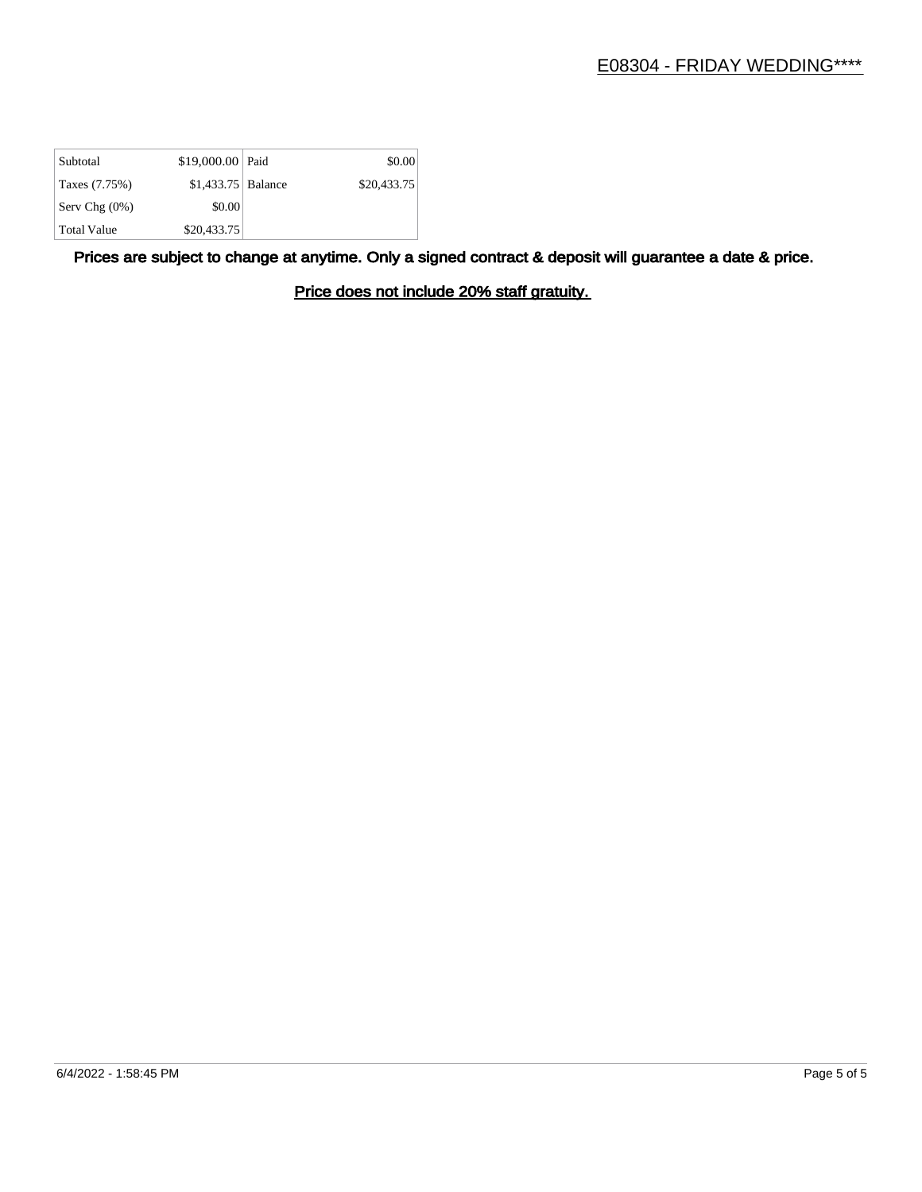| | | | |
|---|---|---|---|
| Subtotal | $19,000.00 | Paid | $0.00 |
| Taxes (7.75%) | $1,433.75 | Balance | $20,433.75 |
| Serv Chg (0%) | $0.00 | | |
| Total Value | $20,433.75 | | |

**Prices are subject to change at anytime. Only a signed contract & deposit will guarantee a date & price.**

**Price does not include 20% staff gratuity.**